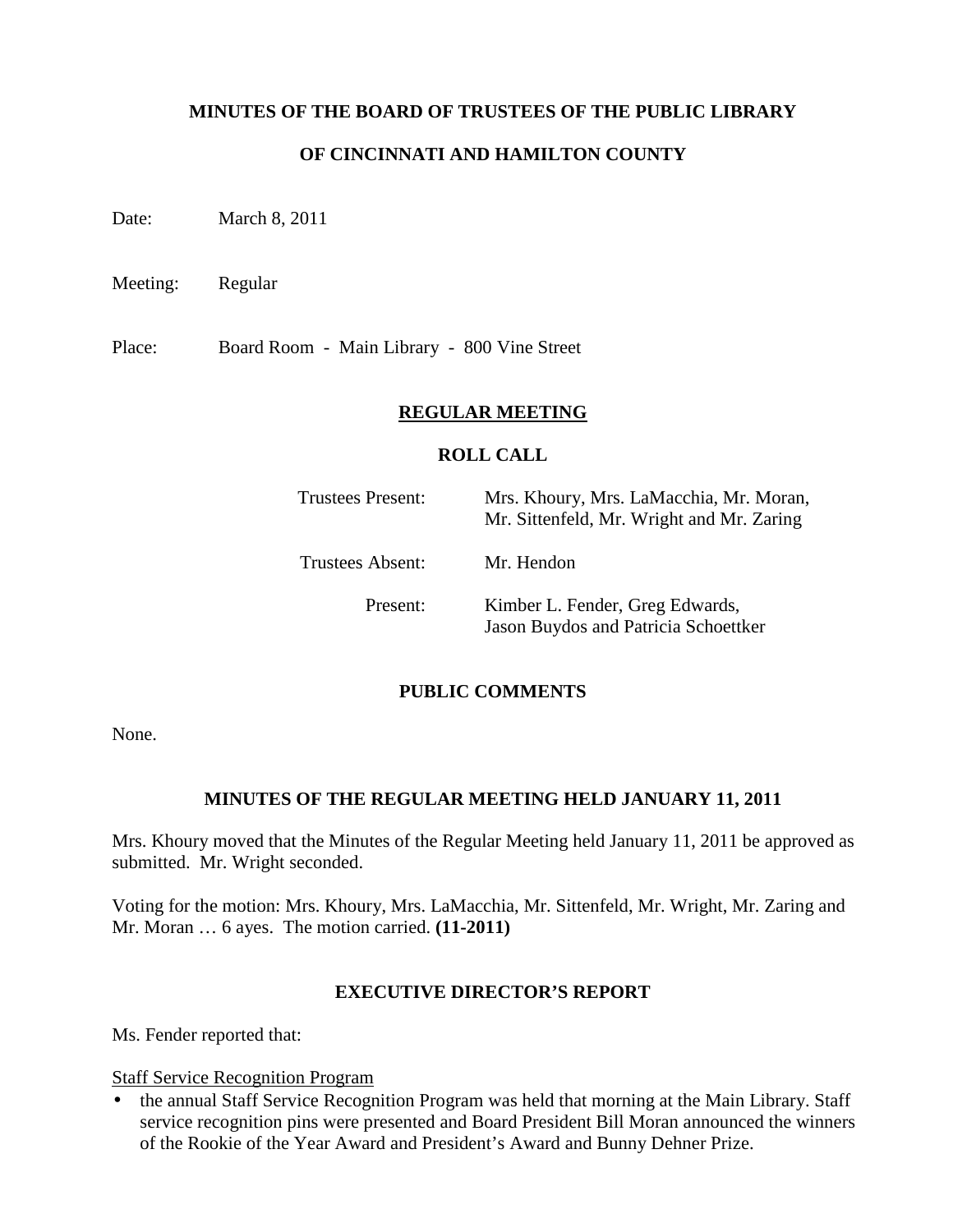# MINUTES OF THE BOARD OF TRUSTEES OF THE PUBLIC LIBRARY

# OF CINCINNATI AND HAMILTON COUNTY

Date: March 8, 2011

Meeting: Regular

Place: Board Room - Main Library - 800 Vine Street

## REGULAR MEETING

### ROLL CALL

| | |
|---|---|
| Trustees Present: | Mrs. Khoury, Mrs. LaMacchia, Mr. Moran, Mr. Sittenfeld, Mr. Wright and Mr. Zaring |
| Trustees Absent: | Mr. Hendon |
| Present: | Kimber L. Fender, Greg Edwards, Jason Buydos and Patricia Schoettker |

### PUBLIC COMMENTS

None.

### MINUTES OF THE REGULAR MEETING HELD JANUARY 11, 2011

Mrs. Khoury moved that the Minutes of the Regular Meeting held January 11, 2011 be approved as submitted. Mr. Wright seconded.

Voting for the motion: Mrs. Khoury, Mrs. LaMacchia, Mr. Sittenfeld, Mr. Wright, Mr. Zaring and Mr. Moran … 6 ayes. The motion carried. **(11-2011)**

### EXECUTIVE DIRECTOR'S REPORT

Ms. Fender reported that:

Staff Service Recognition Program

- the annual Staff Service Recognition Program was held that morning at the Main Library. Staff service recognition pins were presented and Board President Bill Moran announced the winners of the Rookie of the Year Award and President's Award and Bunny Dehner Prize.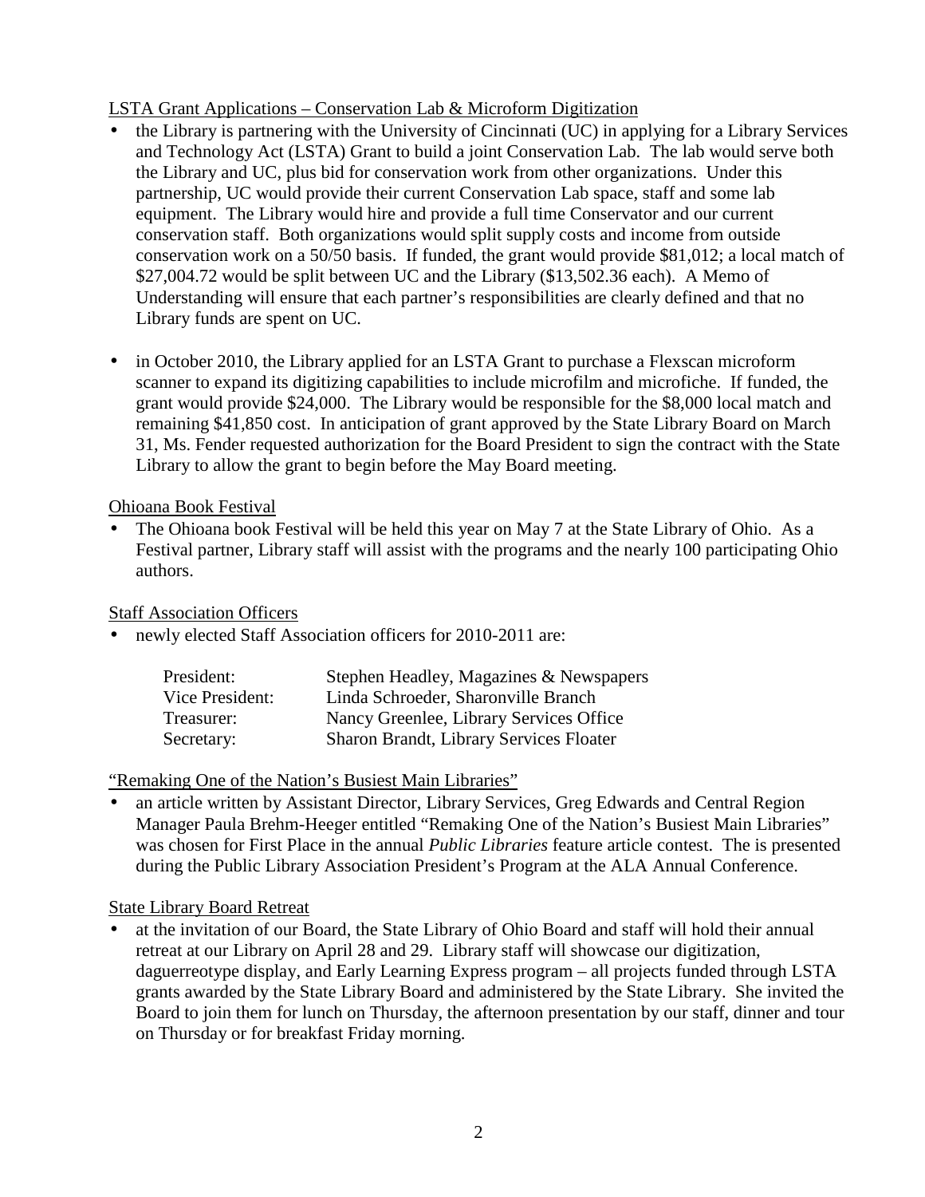LSTA Grant Applications – Conservation Lab & Microform Digitization

- the Library is partnering with the University of Cincinnati (UC) in applying for a Library Services and Technology Act (LSTA) Grant to build a joint Conservation Lab. The lab would serve both the Library and UC, plus bid for conservation work from other organizations. Under this partnership, UC would provide their current Conservation Lab space, staff and some lab equipment. The Library would hire and provide a full time Conservator and our current conservation staff. Both organizations would split supply costs and income from outside conservation work on a 50/50 basis. If funded, the grant would provide $81,012; a local match of $27,004.72 would be split between UC and the Library ($13,502.36 each). A Memo of Understanding will ensure that each partner's responsibilities are clearly defined and that no Library funds are spent on UC.

- in October 2010, the Library applied for an LSTA Grant to purchase a Flexscan microform scanner to expand its digitizing capabilities to include microfilm and microfiche. If funded, the grant would provide $24,000. The Library would be responsible for the $8,000 local match and remaining $41,850 cost. In anticipation of grant approved by the State Library Board on March 31, Ms. Fender requested authorization for the Board President to sign the contract with the State Library to allow the grant to begin before the May Board meeting.

Ohioana Book Festival

- The Ohioana book Festival will be held this year on May 7 at the State Library of Ohio. As a Festival partner, Library staff will assist with the programs and the nearly 100 participating Ohio authors.

Staff Association Officers

- newly elected Staff Association officers for 2010-2011 are:

| | |
|---|---|
| President: | Stephen Headley, Magazines & Newspapers |
| Vice President: | Linda Schroeder, Sharonville Branch |
| Treasurer: | Nancy Greenlee, Library Services Office |
| Secretary: | Sharon Brandt, Library Services Floater |

"Remaking One of the Nation's Busiest Main Libraries"

- an article written by Assistant Director, Library Services, Greg Edwards and Central Region Manager Paula Brehm-Heeger entitled "Remaking One of the Nation's Busiest Main Libraries" was chosen for First Place in the annual *Public Libraries* feature article contest. The is presented during the Public Library Association President's Program at the ALA Annual Conference.

State Library Board Retreat

- at the invitation of our Board, the State Library of Ohio Board and staff will hold their annual retreat at our Library on April 28 and 29. Library staff will showcase our digitization, daguerreotype display, and Early Learning Express program – all projects funded through LSTA grants awarded by the State Library Board and administered by the State Library. She invited the Board to join them for lunch on Thursday, the afternoon presentation by our staff, dinner and tour on Thursday or for breakfast Friday morning.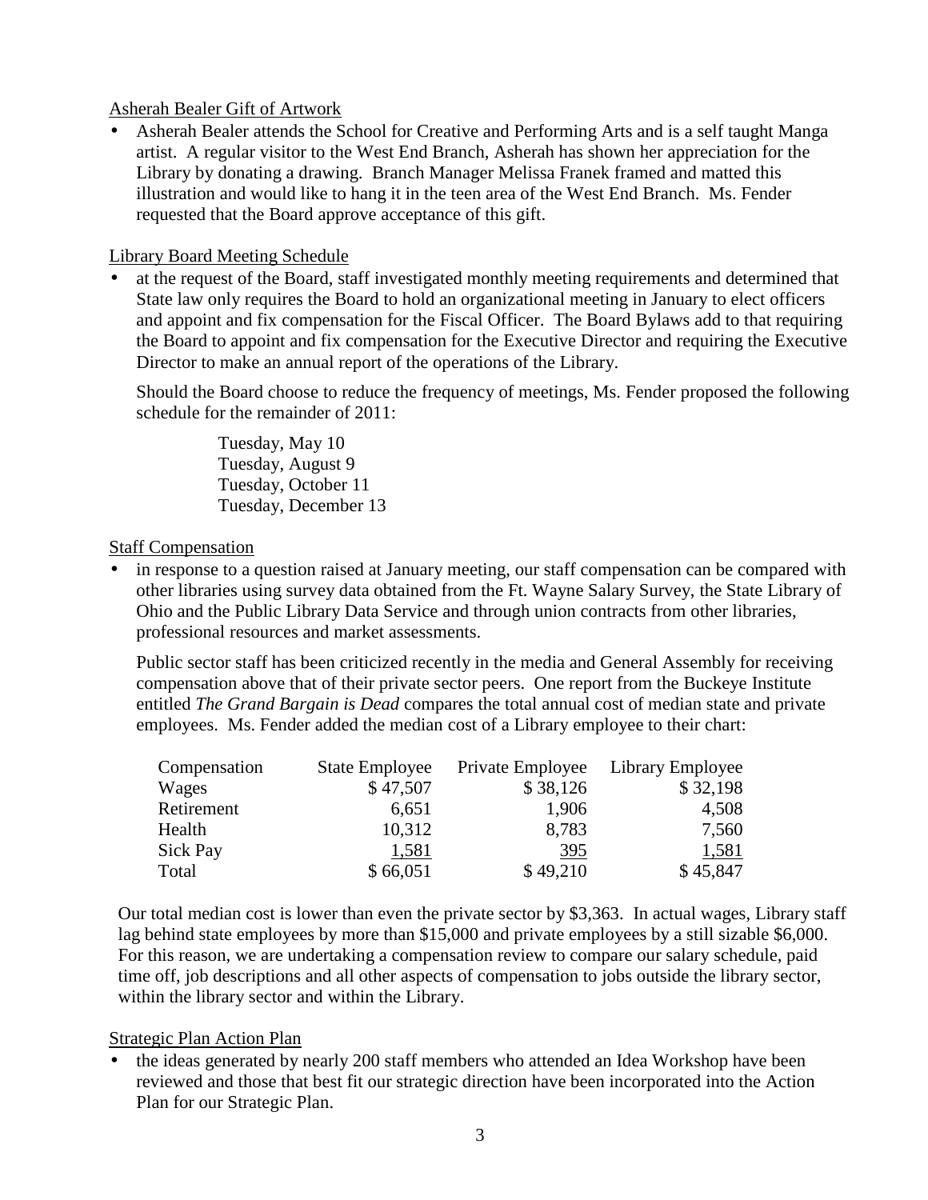Asherah Bealer Gift of Artwork

- Asherah Bealer attends the School for Creative and Performing Arts and is a self taught Manga artist. A regular visitor to the West End Branch, Asherah has shown her appreciation for the Library by donating a drawing. Branch Manager Melissa Franek framed and matted this illustration and would like to hang it in the teen area of the West End Branch. Ms. Fender requested that the Board approve acceptance of this gift.

Library Board Meeting Schedule

- at the request of the Board, staff investigated monthly meeting requirements and determined that State law only requires the Board to hold an organizational meeting in January to elect officers and appoint and fix compensation for the Fiscal Officer. The Board Bylaws add to that requiring the Board to appoint and fix compensation for the Executive Director and requiring the Executive Director to make an annual report of the operations of the Library.

  Should the Board choose to reduce the frequency of meetings, Ms. Fender proposed the following schedule for the remainder of 2011:

  Tuesday, May 10
  Tuesday, August 9
  Tuesday, October 11
  Tuesday, December 13

Staff Compensation

- in response to a question raised at January meeting, our staff compensation can be compared with other libraries using survey data obtained from the Ft. Wayne Salary Survey, the State Library of Ohio and the Public Library Data Service and through union contracts from other libraries, professional resources and market assessments.

  Public sector staff has been criticized recently in the media and General Assembly for receiving compensation above that of their private sector peers. One report from the Buckeye Institute entitled *The Grand Bargain is Dead* compares the total annual cost of median state and private employees. Ms. Fender added the median cost of a Library employee to their chart:

| Compensation | State Employee | Private Employee | Library Employee |
|---|---|---|---|
| Wages | $ 47,507 | $ 38,126 | $ 32,198 |
| Retirement | 6,651 | 1,906 | 4,508 |
| Health | 10,312 | 8,783 | 7,560 |
| Sick Pay | 1,581 | 395 | 1,581 |
| Total | $ 66,051 | $ 49,210 | $ 45,847 |

Our total median cost is lower than even the private sector by $3,363. In actual wages, Library staff lag behind state employees by more than $15,000 and private employees by a still sizable $6,000. For this reason, we are undertaking a compensation review to compare our salary schedule, paid time off, job descriptions and all other aspects of compensation to jobs outside the library sector, within the library sector and within the Library.

Strategic Plan Action Plan

- the ideas generated by nearly 200 staff members who attended an Idea Workshop have been reviewed and those that best fit our strategic direction have been incorporated into the Action Plan for our Strategic Plan.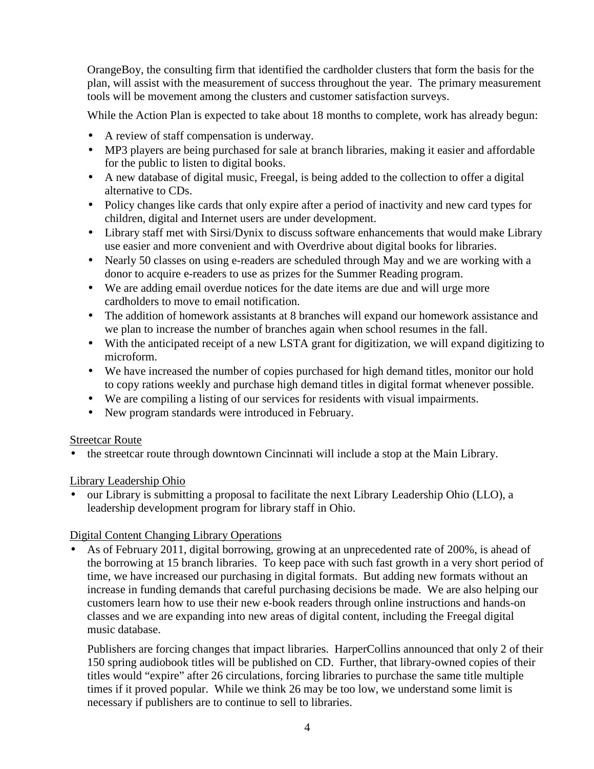OrangeBoy, the consulting firm that identified the cardholder clusters that form the basis for the plan, will assist with the measurement of success throughout the year. The primary measurement tools will be movement among the clusters and customer satisfaction surveys.

While the Action Plan is expected to take about 18 months to complete, work has already begun:

- A review of staff compensation is underway.
- MP3 players are being purchased for sale at branch libraries, making it easier and affordable for the public to listen to digital books.
- A new database of digital music, Freegal, is being added to the collection to offer a digital alternative to CDs.
- Policy changes like cards that only expire after a period of inactivity and new card types for children, digital and Internet users are under development.
- Library staff met with Sirsi/Dynix to discuss software enhancements that would make Library use easier and more convenient and with Overdrive about digital books for libraries.
- Nearly 50 classes on using e-readers are scheduled through May and we are working with a donor to acquire e-readers to use as prizes for the Summer Reading program.
- We are adding email overdue notices for the date items are due and will urge more cardholders to move to email notification.
- The addition of homework assistants at 8 branches will expand our homework assistance and we plan to increase the number of branches again when school resumes in the fall.
- With the anticipated receipt of a new LSTA grant for digitization, we will expand digitizing to microform.
- We have increased the number of copies purchased for high demand titles, monitor our hold to copy rations weekly and purchase high demand titles in digital format whenever possible.
- We are compiling a listing of our services for residents with visual impairments.
- New program standards were introduced in February.

<u>Streetcar Route</u>

- the streetcar route through downtown Cincinnati will include a stop at the Main Library.

<u>Library Leadership Ohio</u>

- our Library is submitting a proposal to facilitate the next Library Leadership Ohio (LLO), a leadership development program for library staff in Ohio.

<u>Digital Content Changing Library Operations</u>

- As of February 2011, digital borrowing, growing at an unprecedented rate of 200%, is ahead of the borrowing at 15 branch libraries. To keep pace with such fast growth in a very short period of time, we have increased our purchasing in digital formats. But adding new formats without an increase in funding demands that careful purchasing decisions be made. We are also helping our customers learn how to use their new e-book readers through online instructions and hands-on classes and we are expanding into new areas of digital content, including the Freegal digital music database.

  Publishers are forcing changes that impact libraries. HarperCollins announced that only 2 of their 150 spring audiobook titles will be published on CD. Further, that library-owned copies of their titles would "expire" after 26 circulations, forcing libraries to purchase the same title multiple times if it proved popular. While we think 26 may be too low, we understand some limit is necessary if publishers are to continue to sell to libraries.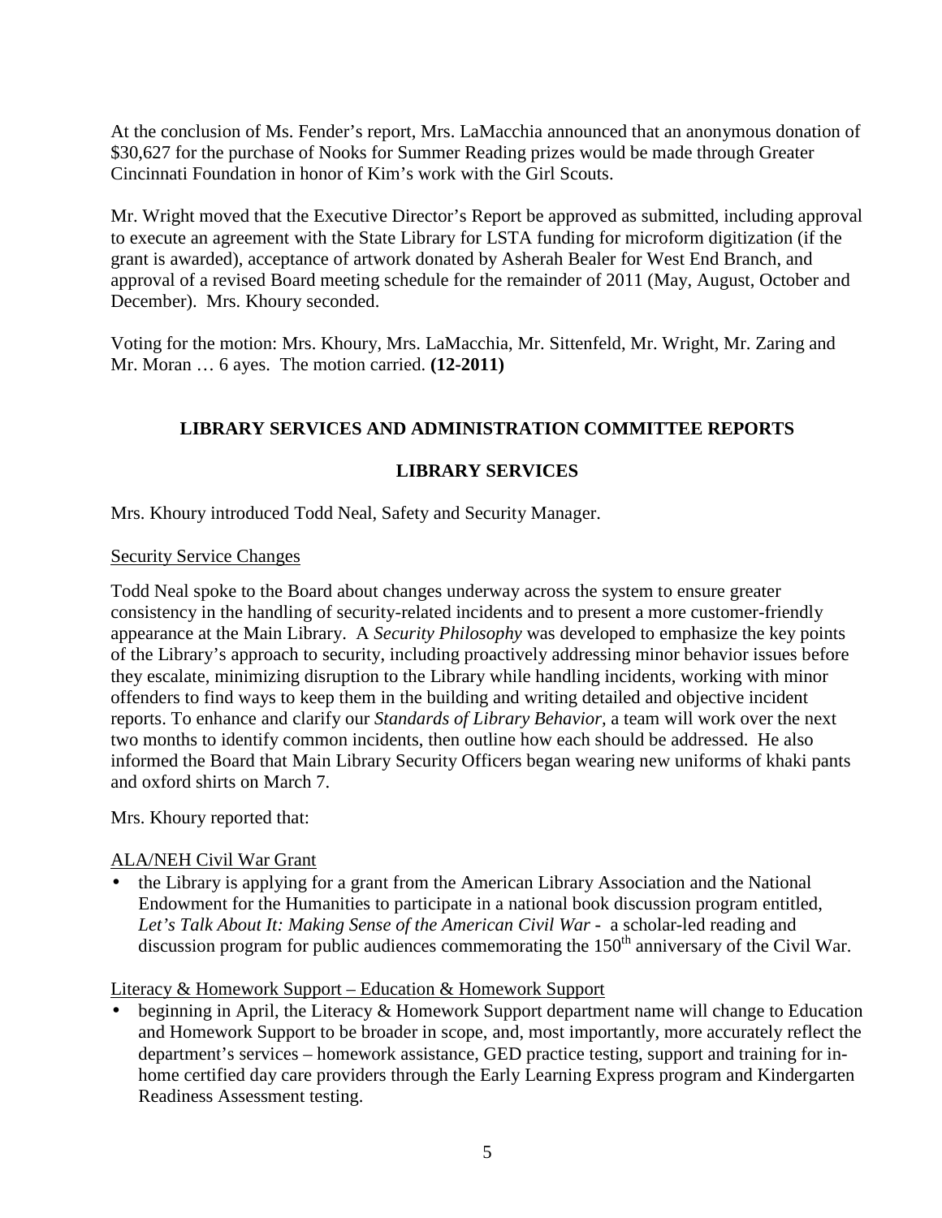At the conclusion of Ms. Fender's report, Mrs. LaMacchia announced that an anonymous donation of $30,627 for the purchase of Nooks for Summer Reading prizes would be made through Greater Cincinnati Foundation in honor of Kim's work with the Girl Scouts.

Mr. Wright moved that the Executive Director's Report be approved as submitted, including approval to execute an agreement with the State Library for LSTA funding for microform digitization (if the grant is awarded), acceptance of artwork donated by Asherah Bealer for West End Branch, and approval of a revised Board meeting schedule for the remainder of 2011 (May, August, October and December). Mrs. Khoury seconded.

Voting for the motion: Mrs. Khoury, Mrs. LaMacchia, Mr. Sittenfeld, Mr. Wright, Mr. Zaring and Mr. Moran … 6 ayes. The motion carried. **(12-2011)**

## LIBRARY SERVICES AND ADMINISTRATION COMMITTEE REPORTS

## LIBRARY SERVICES

Mrs. Khoury introduced Todd Neal, Safety and Security Manager.

<u>Security Service Changes</u>

Todd Neal spoke to the Board about changes underway across the system to ensure greater consistency in the handling of security-related incidents and to present a more customer-friendly appearance at the Main Library. A *Security Philosophy* was developed to emphasize the key points of the Library's approach to security, including proactively addressing minor behavior issues before they escalate, minimizing disruption to the Library while handling incidents, working with minor offenders to find ways to keep them in the building and writing detailed and objective incident reports. To enhance and clarify our *Standards of Library Behavior*, a team will work over the next two months to identify common incidents, then outline how each should be addressed. He also informed the Board that Main Library Security Officers began wearing new uniforms of khaki pants and oxford shirts on March 7.

Mrs. Khoury reported that:

<u>ALA/NEH Civil War Grant</u>

- the Library is applying for a grant from the American Library Association and the National Endowment for the Humanities to participate in a national book discussion program entitled, *Let's Talk About It: Making Sense of the American Civil War* - a scholar-led reading and discussion program for public audiences commemorating the 150th anniversary of the Civil War.

<u>Literacy & Homework Support – Education & Homework Support</u>

- beginning in April, the Literacy & Homework Support department name will change to Education and Homework Support to be broader in scope, and, most importantly, more accurately reflect the department's services – homework assistance, GED practice testing, support and training for in-home certified day care providers through the Early Learning Express program and Kindergarten Readiness Assessment testing.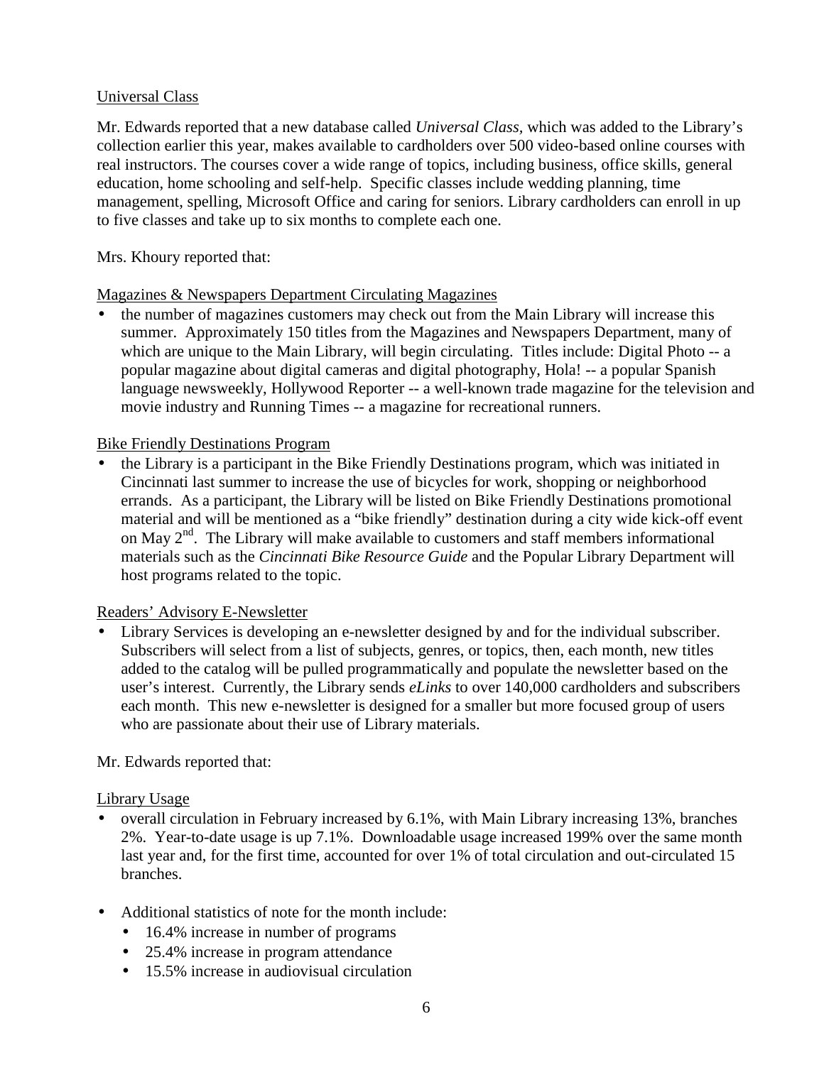Universal Class

Mr. Edwards reported that a new database called *Universal Class,* which was added to the Library's collection earlier this year, makes available to cardholders over 500 video-based online courses with real instructors. The courses cover a wide range of topics, including business, office skills, general education, home schooling and self-help. Specific classes include wedding planning, time management, spelling, Microsoft Office and caring for seniors. Library cardholders can enroll in up to five classes and take up to six months to complete each one.

Mrs. Khoury reported that:

Magazines & Newspapers Department Circulating Magazines

- the number of magazines customers may check out from the Main Library will increase this summer. Approximately 150 titles from the Magazines and Newspapers Department, many of which are unique to the Main Library, will begin circulating. Titles include: Digital Photo -- a popular magazine about digital cameras and digital photography, Hola! -- a popular Spanish language newsweekly, Hollywood Reporter -- a well-known trade magazine for the television and movie industry and Running Times -- a magazine for recreational runners.

Bike Friendly Destinations Program

- the Library is a participant in the Bike Friendly Destinations program, which was initiated in Cincinnati last summer to increase the use of bicycles for work, shopping or neighborhood errands. As a participant, the Library will be listed on Bike Friendly Destinations promotional material and will be mentioned as a "bike friendly" destination during a city wide kick-off event on May 2nd. The Library will make available to customers and staff members informational materials such as the *Cincinnati Bike Resource Guide* and the Popular Library Department will host programs related to the topic.

Readers' Advisory E-Newsletter

- Library Services is developing an e-newsletter designed by and for the individual subscriber. Subscribers will select from a list of subjects, genres, or topics, then, each month, new titles added to the catalog will be pulled programmatically and populate the newsletter based on the user's interest. Currently, the Library sends *eLinks* to over 140,000 cardholders and subscribers each month. This new e-newsletter is designed for a smaller but more focused group of users who are passionate about their use of Library materials.

Mr. Edwards reported that:

Library Usage

- overall circulation in February increased by 6.1%, with Main Library increasing 13%, branches 2%. Year-to-date usage is up 7.1%. Downloadable usage increased 199% over the same month last year and, for the first time, accounted for over 1% of total circulation and out-circulated 15 branches.

- Additional statistics of note for the month include:
  - 16.4% increase in number of programs
  - 25.4% increase in program attendance
  - 15.5% increase in audiovisual circulation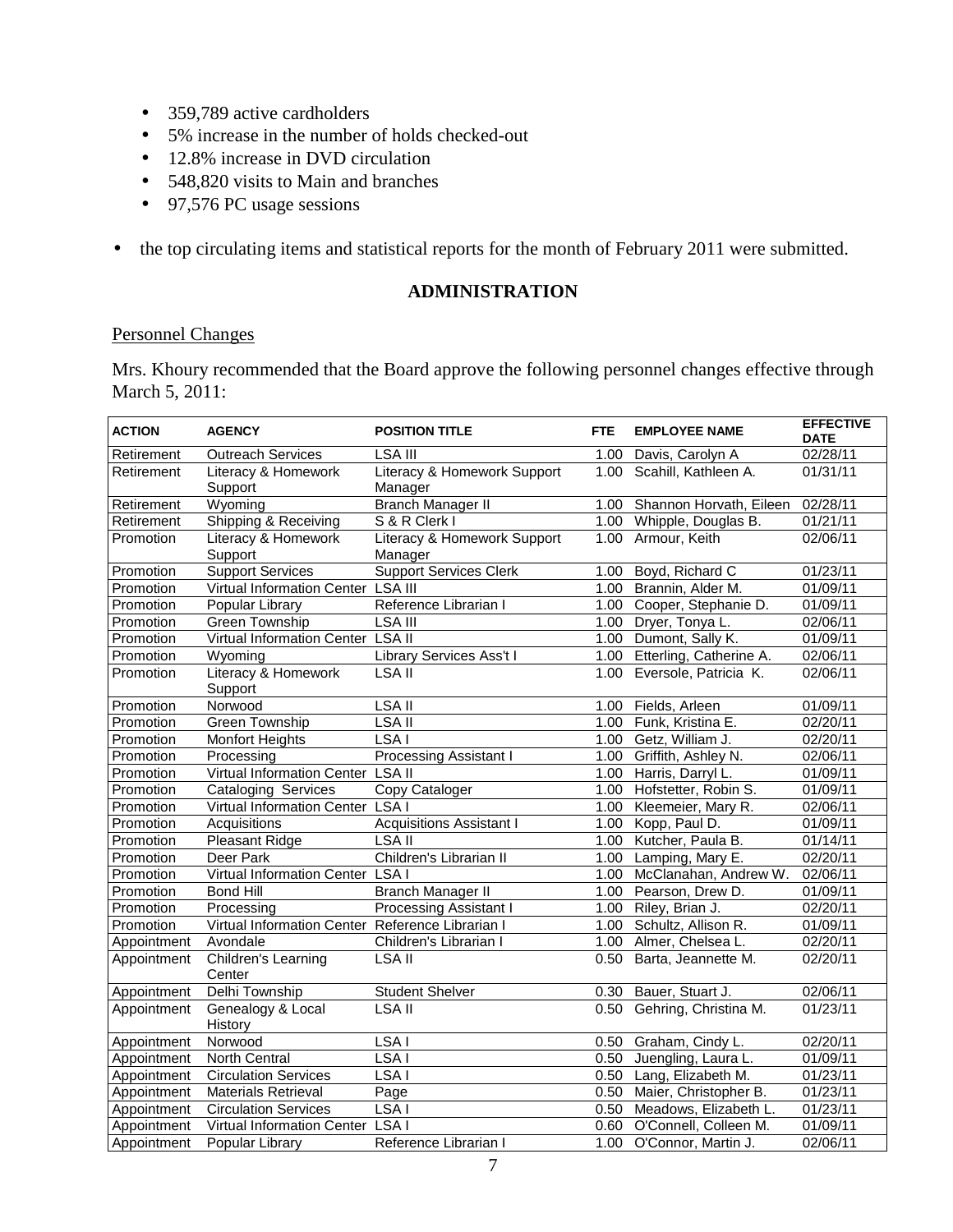- 359,789 active cardholders
- 5% increase in the number of holds checked-out
- 12.8% increase in DVD circulation
- 548,820 visits to Main and branches
- 97,576 PC usage sessions

- the top circulating items and statistical reports for the month of February 2011 were submitted.

## ADMINISTRATION

Personnel Changes

Mrs. Khoury recommended that the Board approve the following personnel changes effective through March 5, 2011:

| ACTION | AGENCY | POSITION TITLE | FTE | EMPLOYEE NAME | EFFECTIVE DATE |
|---|---|---|---|---|---|
| Retirement | Outreach Services | LSA III | 1.00 | Davis, Carolyn A | 02/28/11 |
| Retirement | Literacy & Homework Support | Literacy & Homework Support Manager | 1.00 | Scahill, Kathleen A. | 01/31/11 |
| Retirement | Wyoming | Branch Manager II | 1.00 | Shannon Horvath, Eileen | 02/28/11 |
| Retirement | Shipping & Receiving | S & R Clerk I | 1.00 | Whipple, Douglas B. | 01/21/11 |
| Promotion | Literacy & Homework Support | Literacy & Homework Support Manager | 1.00 | Armour, Keith | 02/06/11 |
| Promotion | Support Services | Support Services Clerk | 1.00 | Boyd, Richard C | 01/23/11 |
| Promotion | Virtual Information Center | LSA III | 1.00 | Brannin, Alder M. | 01/09/11 |
| Promotion | Popular Library | Reference Librarian I | 1.00 | Cooper, Stephanie D. | 01/09/11 |
| Promotion | Green Township | LSA III | 1.00 | Dryer, Tonya L. | 02/06/11 |
| Promotion | Virtual Information Center | LSA II | 1.00 | Dumont, Sally K. | 01/09/11 |
| Promotion | Wyoming | Library Services Ass't I | 1.00 | Etterling, Catherine A. | 02/06/11 |
| Promotion | Literacy & Homework Support | LSA II | 1.00 | Eversole, Patricia K. | 02/06/11 |
| Promotion | Norwood | LSA II | 1.00 | Fields, Arleen | 01/09/11 |
| Promotion | Green Township | LSA II | 1.00 | Funk, Kristina E. | 02/20/11 |
| Promotion | Monfort Heights | LSA I | 1.00 | Getz, William J. | 02/20/11 |
| Promotion | Processing | Processing Assistant I | 1.00 | Griffith, Ashley N. | 02/06/11 |
| Promotion | Virtual Information Center | LSA II | 1.00 | Harris, Darryl L. | 01/09/11 |
| Promotion | Cataloging Services | Copy Cataloger | 1.00 | Hofstetter, Robin S. | 01/09/11 |
| Promotion | Virtual Information Center | LSA I | 1.00 | Kleemeier, Mary R. | 02/06/11 |
| Promotion | Acquisitions | Acquisitions Assistant I | 1.00 | Kopp, Paul D. | 01/09/11 |
| Promotion | Pleasant Ridge | LSA II | 1.00 | Kutcher, Paula B. | 01/14/11 |
| Promotion | Deer Park | Children's Librarian II | 1.00 | Lamping, Mary E. | 02/20/11 |
| Promotion | Virtual Information Center | LSA I | 1.00 | McClanahan, Andrew W. | 02/06/11 |
| Promotion | Bond Hill | Branch Manager II | 1.00 | Pearson, Drew D. | 01/09/11 |
| Promotion | Processing | Processing Assistant I | 1.00 | Riley, Brian J. | 02/20/11 |
| Promotion | Virtual Information Center | Reference Librarian I | 1.00 | Schultz, Allison R. | 01/09/11 |
| Appointment | Avondale | Children's Librarian I | 1.00 | Almer, Chelsea L. | 02/20/11 |
| Appointment | Children's Learning Center | LSA II | 0.50 | Barta, Jeannette M. | 02/20/11 |
| Appointment | Delhi Township | Student Shelver | 0.30 | Bauer, Stuart J. | 02/06/11 |
| Appointment | Genealogy & Local History | LSA II | 0.50 | Gehring, Christina M. | 01/23/11 |
| Appointment | Norwood | LSA I | 0.50 | Graham, Cindy L. | 02/20/11 |
| Appointment | North Central | LSA I | 0.50 | Juengling, Laura L. | 01/09/11 |
| Appointment | Circulation Services | LSA I | 0.50 | Lang, Elizabeth M. | 01/23/11 |
| Appointment | Materials Retrieval | Page | 0.50 | Maier, Christopher B. | 01/23/11 |
| Appointment | Circulation Services | LSA I | 0.50 | Meadows, Elizabeth L. | 01/23/11 |
| Appointment | Virtual Information Center | LSA I | 0.60 | O'Connell, Colleen M. | 01/09/11 |
| Appointment | Popular Library | Reference Librarian I | 1.00 | O'Connor, Martin J. | 02/06/11 |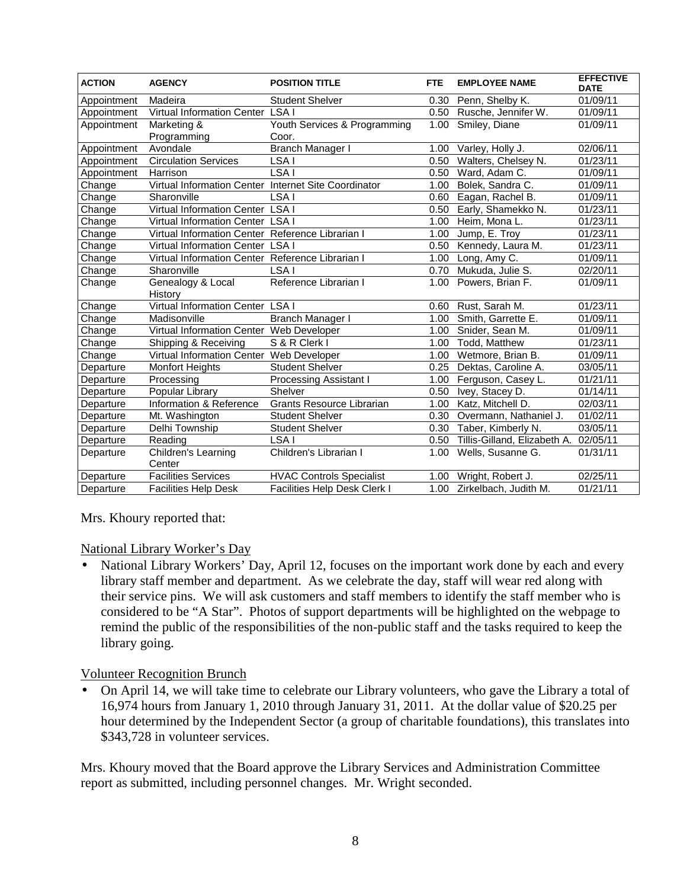| ACTION | AGENCY | POSITION TITLE | FTE | EMPLOYEE NAME | EFFECTIVE DATE |
|---|---|---|---|---|---|
| Appointment | Madeira | Student Shelver | 0.30 | Penn, Shelby K. | 01/09/11 |
| Appointment | Virtual Information Center | LSA I | 0.50 | Rusche, Jennifer W. | 01/09/11 |
| Appointment | Marketing & Programming | Youth Services & Programming Coor. | 1.00 | Smiley, Diane | 01/09/11 |
| Appointment | Avondale | Branch Manager I | 1.00 | Varley, Holly J. | 02/06/11 |
| Appointment | Circulation Services | LSA I | 0.50 | Walters, Chelsey N. | 01/23/11 |
| Appointment | Harrison | LSA I | 0.50 | Ward, Adam C. | 01/09/11 |
| Change | Virtual Information Center | Internet Site Coordinator | 1.00 | Bolek, Sandra C. | 01/09/11 |
| Change | Sharonville | LSA I | 0.60 | Eagan, Rachel B. | 01/09/11 |
| Change | Virtual Information Center | LSA I | 0.50 | Early, Shamekko N. | 01/23/11 |
| Change | Virtual Information Center | LSA I | 1.00 | Heim, Mona L. | 01/23/11 |
| Change | Virtual Information Center | Reference Librarian I | 1.00 | Jump, E. Troy | 01/23/11 |
| Change | Virtual Information Center | LSA I | 0.50 | Kennedy, Laura M. | 01/23/11 |
| Change | Virtual Information Center | Reference Librarian I | 1.00 | Long, Amy C. | 01/09/11 |
| Change | Sharonville | LSA I | 0.70 | Mukuda, Julie S. | 02/20/11 |
| Change | Genealogy & Local History | Reference Librarian I | 1.00 | Powers, Brian F. | 01/09/11 |
| Change | Virtual Information Center | LSA I | 0.60 | Rust, Sarah M. | 01/23/11 |
| Change | Madisonville | Branch Manager I | 1.00 | Smith, Garrette E. | 01/09/11 |
| Change | Virtual Information Center | Web Developer | 1.00 | Snider, Sean M. | 01/09/11 |
| Change | Shipping & Receiving | S & R Clerk I | 1.00 | Todd, Matthew | 01/23/11 |
| Change | Virtual Information Center | Web Developer | 1.00 | Wetmore, Brian B. | 01/09/11 |
| Departure | Monfort Heights | Student Shelver | 0.25 | Dektas, Caroline A. | 03/05/11 |
| Departure | Processing | Processing Assistant I | 1.00 | Ferguson, Casey L. | 01/21/11 |
| Departure | Popular Library | Shelver | 0.50 | Ivey, Stacey D. | 01/14/11 |
| Departure | Information & Reference | Grants Resource Librarian | 1.00 | Katz, Mitchell D. | 02/03/11 |
| Departure | Mt. Washington | Student Shelver | 0.30 | Overmann, Nathaniel J. | 01/02/11 |
| Departure | Delhi Township | Student Shelver | 0.30 | Taber, Kimberly N. | 03/05/11 |
| Departure | Reading | LSA I | 0.50 | Tillis-Gilland, Elizabeth A. | 02/05/11 |
| Departure | Children's Learning Center | Children's Librarian I | 1.00 | Wells, Susanne G. | 01/31/11 |
| Departure | Facilities Services | HVAC Controls Specialist | 1.00 | Wright, Robert J. | 02/25/11 |
| Departure | Facilities Help Desk | Facilities Help Desk Clerk I | 1.00 | Zirkelbach, Judith M. | 01/21/11 |

Mrs. Khoury reported that:

National Library Worker's Day

- National Library Workers' Day, April 12, focuses on the important work done by each and every library staff member and department. As we celebrate the day, staff will wear red along with their service pins. We will ask customers and staff members to identify the staff member who is considered to be "A Star". Photos of support departments will be highlighted on the webpage to remind the public of the responsibilities of the non-public staff and the tasks required to keep the library going.

Volunteer Recognition Brunch

- On April 14, we will take time to celebrate our Library volunteers, who gave the Library a total of 16,974 hours from January 1, 2010 through January 31, 2011. At the dollar value of $20.25 per hour determined by the Independent Sector (a group of charitable foundations), this translates into $343,728 in volunteer services.

Mrs. Khoury moved that the Board approve the Library Services and Administration Committee report as submitted, including personnel changes. Mr. Wright seconded.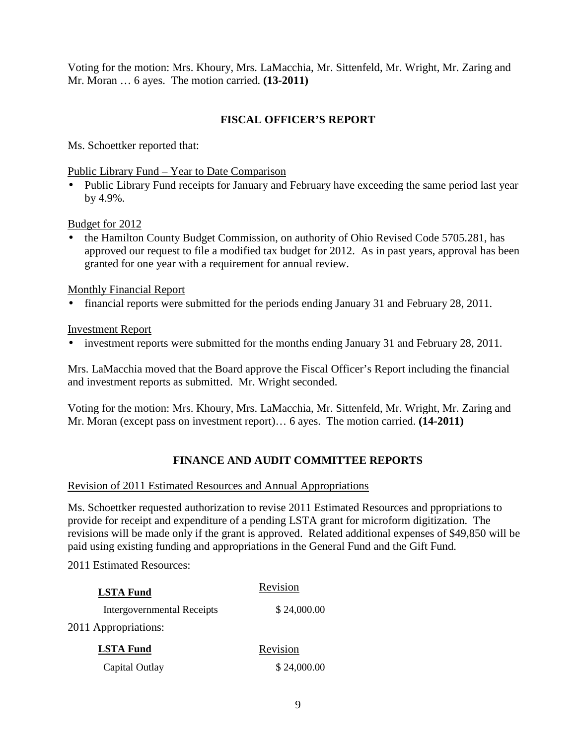Voting for the motion: Mrs. Khoury, Mrs. LaMacchia, Mr. Sittenfeld, Mr. Wright, Mr. Zaring and Mr. Moran … 6 ayes. The motion carried. **(13-2011)**

## FISCAL OFFICER'S REPORT

Ms. Schoettker reported that:

Public Library Fund – Year to Date Comparison

- Public Library Fund receipts for January and February have exceeding the same period last year by 4.9%.

Budget for 2012

- the Hamilton County Budget Commission, on authority of Ohio Revised Code 5705.281, has approved our request to file a modified tax budget for 2012. As in past years, approval has been granted for one year with a requirement for annual review.

Monthly Financial Report

- financial reports were submitted for the periods ending January 31 and February 28, 2011.

Investment Report

- investment reports were submitted for the months ending January 31 and February 28, 2011.

Mrs. LaMacchia moved that the Board approve the Fiscal Officer's Report including the financial and investment reports as submitted. Mr. Wright seconded.

Voting for the motion: Mrs. Khoury, Mrs. LaMacchia, Mr. Sittenfeld, Mr. Wright, Mr. Zaring and Mr. Moran (except pass on investment report)… 6 ayes. The motion carried. **(14-2011)**

## FINANCE AND AUDIT COMMITTEE REPORTS

Revision of 2011 Estimated Resources and Annual Appropriations

Ms. Schoettker requested authorization to revise 2011 Estimated Resources and ppropriations to provide for receipt and expenditure of a pending LSTA grant for microform digitization. The revisions will be made only if the grant is approved. Related additional expenses of $49,850 will be paid using existing funding and appropriations in the General Fund and the Gift Fund.

2011 Estimated Resources:

| **LSTA Fund** | Revision |
|---|---|
| Intergovernmental Receipts | $ 24,000.00 |

2011 Appropriations:

| **LSTA Fund** | Revision |
|---|---|
| Capital Outlay | $ 24,000.00 |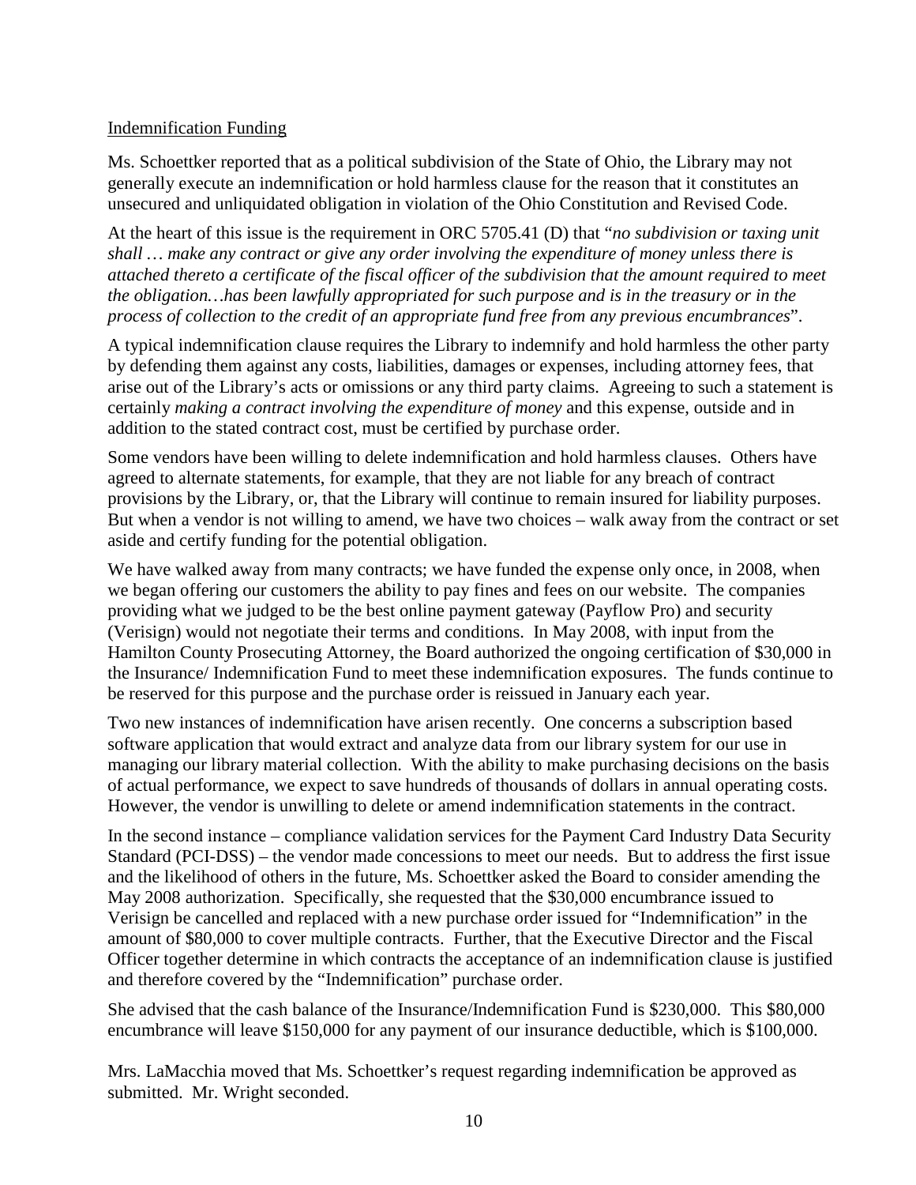Indemnification Funding

Ms. Schoettker reported that as a political subdivision of the State of Ohio, the Library may not generally execute an indemnification or hold harmless clause for the reason that it constitutes an unsecured and unliquidated obligation in violation of the Ohio Constitution and Revised Code.

At the heart of this issue is the requirement in ORC 5705.41 (D) that "*no subdivision or taxing unit shall … make any contract or give any order involving the expenditure of money unless there is attached thereto a certificate of the fiscal officer of the subdivision that the amount required to meet the obligation…has been lawfully appropriated for such purpose and is in the treasury or in the process of collection to the credit of an appropriate fund free from any previous encumbrances*".

A typical indemnification clause requires the Library to indemnify and hold harmless the other party by defending them against any costs, liabilities, damages or expenses, including attorney fees, that arise out of the Library's acts or omissions or any third party claims. Agreeing to such a statement is certainly *making a contract involving the expenditure of money* and this expense, outside and in addition to the stated contract cost, must be certified by purchase order.

Some vendors have been willing to delete indemnification and hold harmless clauses. Others have agreed to alternate statements, for example, that they are not liable for any breach of contract provisions by the Library, or, that the Library will continue to remain insured for liability purposes. But when a vendor is not willing to amend, we have two choices – walk away from the contract or set aside and certify funding for the potential obligation.

We have walked away from many contracts; we have funded the expense only once, in 2008, when we began offering our customers the ability to pay fines and fees on our website. The companies providing what we judged to be the best online payment gateway (Payflow Pro) and security (Verisign) would not negotiate their terms and conditions. In May 2008, with input from the Hamilton County Prosecuting Attorney, the Board authorized the ongoing certification of $30,000 in the Insurance/ Indemnification Fund to meet these indemnification exposures. The funds continue to be reserved for this purpose and the purchase order is reissued in January each year.

Two new instances of indemnification have arisen recently. One concerns a subscription based software application that would extract and analyze data from our library system for our use in managing our library material collection. With the ability to make purchasing decisions on the basis of actual performance, we expect to save hundreds of thousands of dollars in annual operating costs. However, the vendor is unwilling to delete or amend indemnification statements in the contract.

In the second instance – compliance validation services for the Payment Card Industry Data Security Standard (PCI-DSS) – the vendor made concessions to meet our needs. But to address the first issue and the likelihood of others in the future, Ms. Schoettker asked the Board to consider amending the May 2008 authorization. Specifically, she requested that the $30,000 encumbrance issued to Verisign be cancelled and replaced with a new purchase order issued for "Indemnification" in the amount of $80,000 to cover multiple contracts. Further, that the Executive Director and the Fiscal Officer together determine in which contracts the acceptance of an indemnification clause is justified and therefore covered by the "Indemnification" purchase order.

She advised that the cash balance of the Insurance/Indemnification Fund is $230,000. This $80,000 encumbrance will leave $150,000 for any payment of our insurance deductible, which is $100,000.

Mrs. LaMacchia moved that Ms. Schoettker's request regarding indemnification be approved as submitted. Mr. Wright seconded.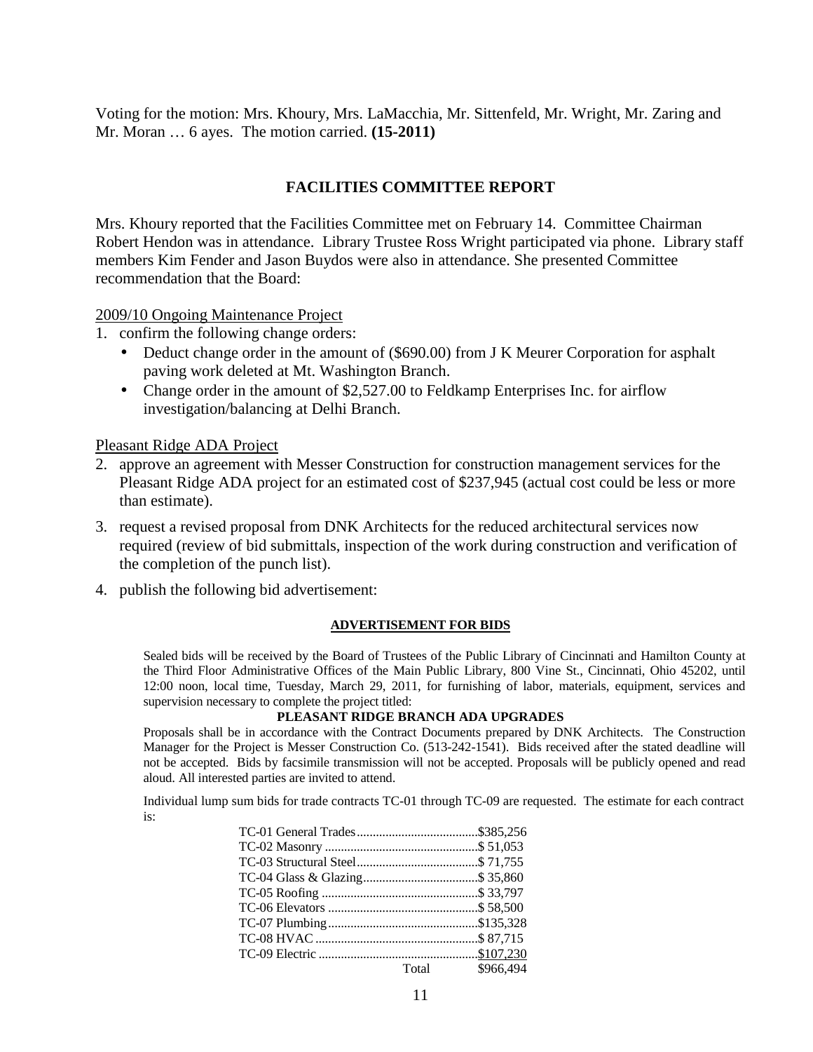Voting for the motion: Mrs. Khoury, Mrs. LaMacchia, Mr. Sittenfeld, Mr. Wright, Mr. Zaring and Mr. Moran … 6 ayes. The motion carried. **(15-2011)**

## FACILITIES COMMITTEE REPORT

Mrs. Khoury reported that the Facilities Committee met on February 14. Committee Chairman Robert Hendon was in attendance. Library Trustee Ross Wright participated via phone. Library staff members Kim Fender and Jason Buydos were also in attendance. She presented Committee recommendation that the Board:

2009/10 Ongoing Maintenance Project

1. confirm the following change orders:
   - Deduct change order in the amount of ($690.00) from J K Meurer Corporation for asphalt paving work deleted at Mt. Washington Branch.
   - Change order in the amount of $2,527.00 to Feldkamp Enterprises Inc. for airflow investigation/balancing at Delhi Branch.

Pleasant Ridge ADA Project

2. approve an agreement with Messer Construction for construction management services for the Pleasant Ridge ADA project for an estimated cost of $237,945 (actual cost could be less or more than estimate).
3. request a revised proposal from DNK Architects for the reduced architectural services now required (review of bid submittals, inspection of the work during construction and verification of the completion of the punch list).
4. publish the following bid advertisement:

**ADVERTISEMENT FOR BIDS**

Sealed bids will be received by the Board of Trustees of the Public Library of Cincinnati and Hamilton County at the Third Floor Administrative Offices of the Main Public Library, 800 Vine St., Cincinnati, Ohio 45202, until 12:00 noon, local time, Tuesday, March 29, 2011, for furnishing of labor, materials, equipment, services and supervision necessary to complete the project titled:

**PLEASANT RIDGE BRANCH ADA UPGRADES**

Proposals shall be in accordance with the Contract Documents prepared by DNK Architects. The Construction Manager for the Project is Messer Construction Co. (513-242-1541). Bids received after the stated deadline will not be accepted. Bids by facsimile transmission will not be accepted. Proposals will be publicly opened and read aloud. All interested parties are invited to attend.

Individual lump sum bids for trade contracts TC-01 through TC-09 are requested. The estimate for each contract is:

| Contract | Estimate |
|---|---|
| TC-01 General Trades | $385,256 |
| TC-02 Masonry | $ 51,053 |
| TC-03 Structural Steel | $ 71,755 |
| TC-04 Glass & Glazing | $ 35,860 |
| TC-05 Roofing | $ 33,797 |
| TC-06 Elevators | $ 58,500 |
| TC-07 Plumbing | $135,328 |
| TC-08 HVAC | $ 87,715 |
| TC-09 Electric | $107,230 |
| Total | $966,494 |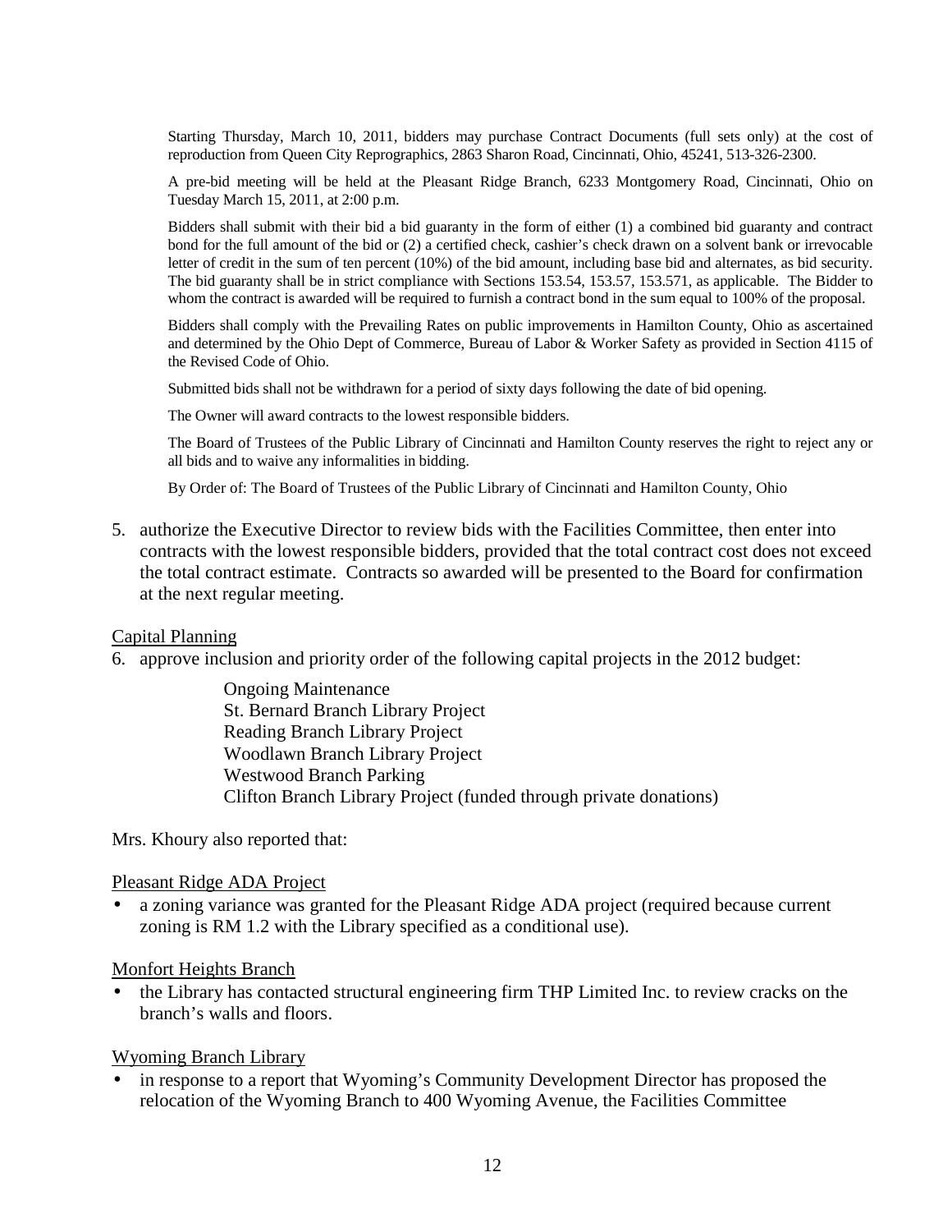Starting Thursday, March 10, 2011, bidders may purchase Contract Documents (full sets only) at the cost of reproduction from Queen City Reprographics, 2863 Sharon Road, Cincinnati, Ohio, 45241, 513-326-2300.

A pre-bid meeting will be held at the Pleasant Ridge Branch, 6233 Montgomery Road, Cincinnati, Ohio on Tuesday March 15, 2011, at 2:00 p.m.

Bidders shall submit with their bid a bid guaranty in the form of either (1) a combined bid guaranty and contract bond for the full amount of the bid or (2) a certified check, cashier's check drawn on a solvent bank or irrevocable letter of credit in the sum of ten percent (10%) of the bid amount, including base bid and alternates, as bid security. The bid guaranty shall be in strict compliance with Sections 153.54, 153.57, 153.571, as applicable. The Bidder to whom the contract is awarded will be required to furnish a contract bond in the sum equal to 100% of the proposal.

Bidders shall comply with the Prevailing Rates on public improvements in Hamilton County, Ohio as ascertained and determined by the Ohio Dept of Commerce, Bureau of Labor & Worker Safety as provided in Section 4115 of the Revised Code of Ohio.

Submitted bids shall not be withdrawn for a period of sixty days following the date of bid opening.

The Owner will award contracts to the lowest responsible bidders.

The Board of Trustees of the Public Library of Cincinnati and Hamilton County reserves the right to reject any or all bids and to waive any informalities in bidding.

By Order of: The Board of Trustees of the Public Library of Cincinnati and Hamilton County, Ohio

5. authorize the Executive Director to review bids with the Facilities Committee, then enter into contracts with the lowest responsible bidders, provided that the total contract cost does not exceed the total contract estimate. Contracts so awarded will be presented to the Board for confirmation at the next regular meeting.

Capital Planning

6. approve inclusion and priority order of the following capital projects in the 2012 budget:

   Ongoing Maintenance
   St. Bernard Branch Library Project
   Reading Branch Library Project
   Woodlawn Branch Library Project
   Westwood Branch Parking
   Clifton Branch Library Project (funded through private donations)

Mrs. Khoury also reported that:

Pleasant Ridge ADA Project

- a zoning variance was granted for the Pleasant Ridge ADA project (required because current zoning is RM 1.2 with the Library specified as a conditional use).

Monfort Heights Branch

- the Library has contacted structural engineering firm THP Limited Inc. to review cracks on the branch's walls and floors.

Wyoming Branch Library

- in response to a report that Wyoming's Community Development Director has proposed the relocation of the Wyoming Branch to 400 Wyoming Avenue, the Facilities Committee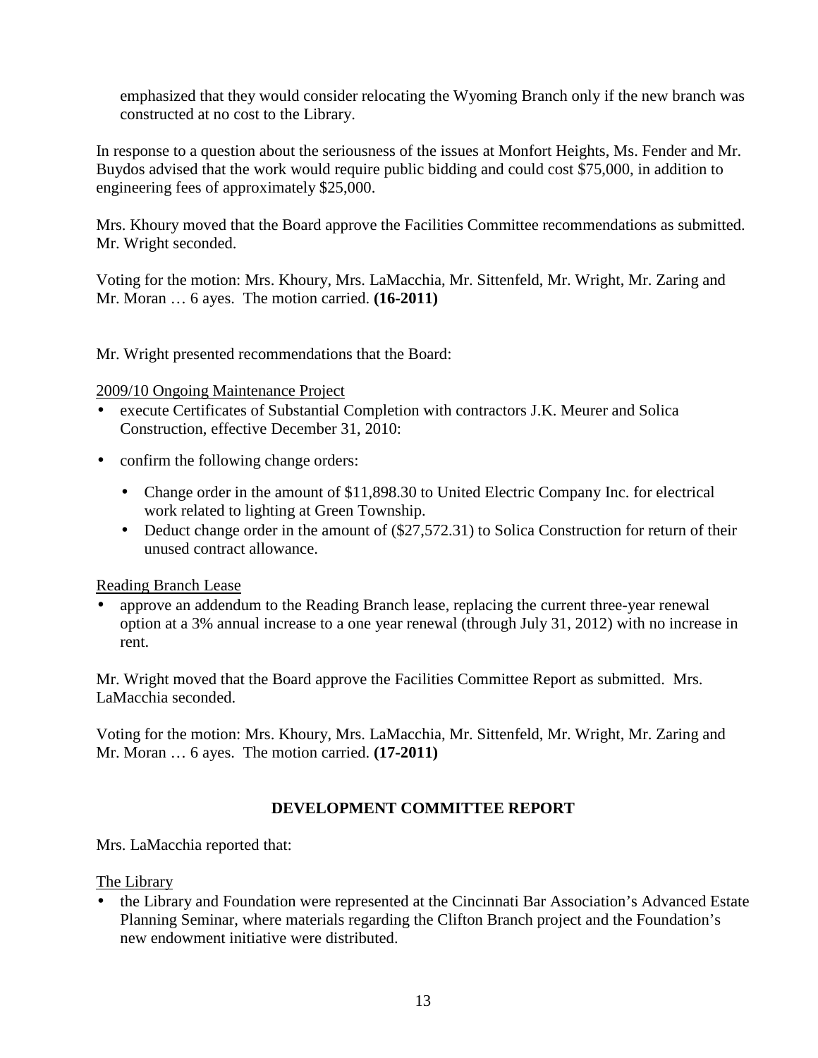emphasized that they would consider relocating the Wyoming Branch only if the new branch was constructed at no cost to the Library.

In response to a question about the seriousness of the issues at Monfort Heights, Ms. Fender and Mr. Buydos advised that the work would require public bidding and could cost $75,000, in addition to engineering fees of approximately $25,000.

Mrs. Khoury moved that the Board approve the Facilities Committee recommendations as submitted. Mr. Wright seconded.

Voting for the motion: Mrs. Khoury, Mrs. LaMacchia, Mr. Sittenfeld, Mr. Wright, Mr. Zaring and Mr. Moran … 6 ayes. The motion carried. **(16-2011)**

Mr. Wright presented recommendations that the Board:

2009/10 Ongoing Maintenance Project

- execute Certificates of Substantial Completion with contractors J.K. Meurer and Solica Construction, effective December 31, 2010:
- confirm the following change orders:
  - Change order in the amount of $11,898.30 to United Electric Company Inc. for electrical work related to lighting at Green Township.
  - Deduct change order in the amount of ($27,572.31) to Solica Construction for return of their unused contract allowance.

Reading Branch Lease

- approve an addendum to the Reading Branch lease, replacing the current three-year renewal option at a 3% annual increase to a one year renewal (through July 31, 2012) with no increase in rent.

Mr. Wright moved that the Board approve the Facilities Committee Report as submitted. Mrs. LaMacchia seconded.

Voting for the motion: Mrs. Khoury, Mrs. LaMacchia, Mr. Sittenfeld, Mr. Wright, Mr. Zaring and Mr. Moran … 6 ayes. The motion carried. **(17-2011)**

## DEVELOPMENT COMMITTEE REPORT

Mrs. LaMacchia reported that:

The Library

- the Library and Foundation were represented at the Cincinnati Bar Association's Advanced Estate Planning Seminar, where materials regarding the Clifton Branch project and the Foundation's new endowment initiative were distributed.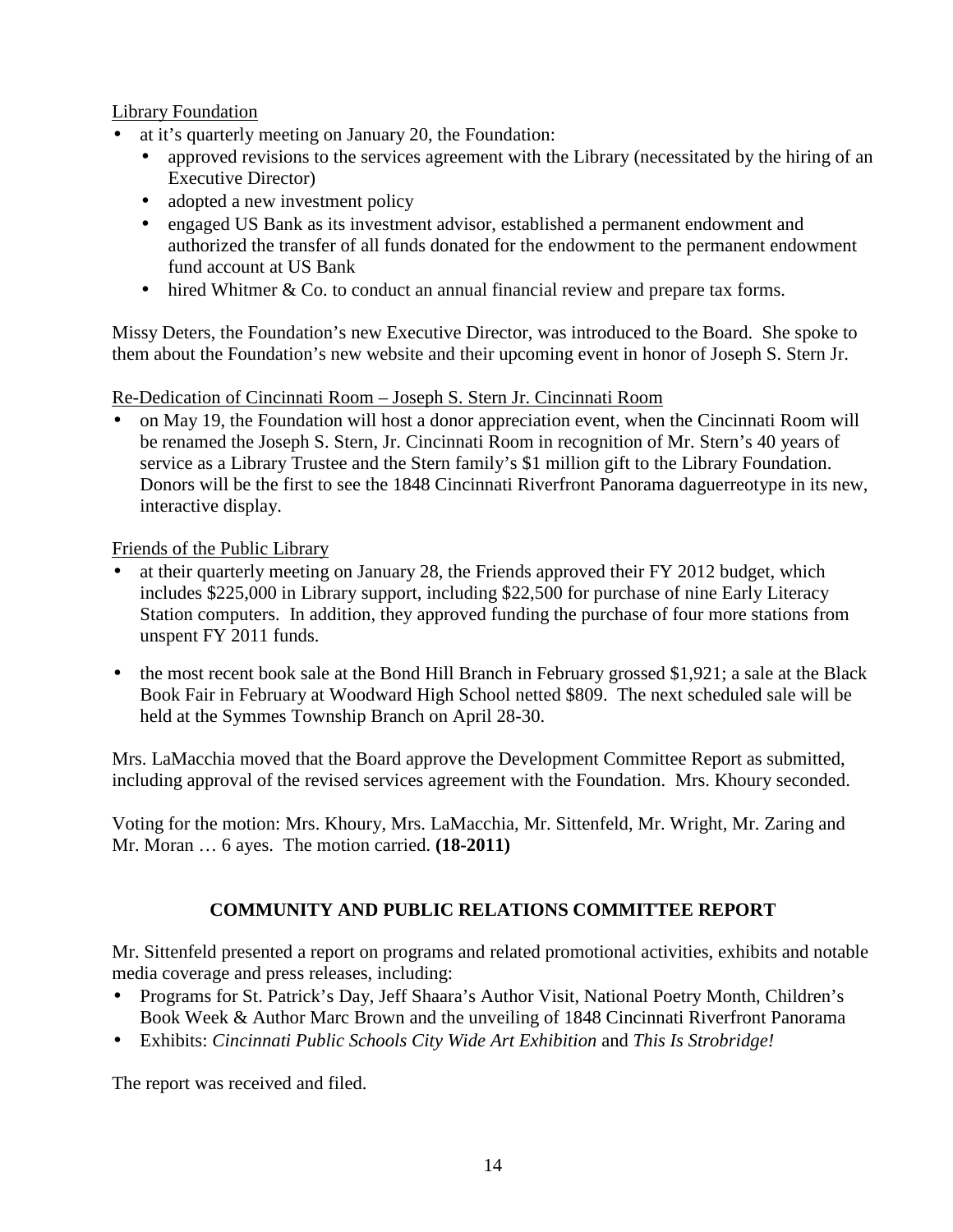<u>Library Foundation</u>

- at it's quarterly meeting on January 20, the Foundation:
  - approved revisions to the services agreement with the Library (necessitated by the hiring of an Executive Director)
  - adopted a new investment policy
  - engaged US Bank as its investment advisor, established a permanent endowment and authorized the transfer of all funds donated for the endowment to the permanent endowment fund account at US Bank
  - hired Whitmer & Co. to conduct an annual financial review and prepare tax forms.

Missy Deters, the Foundation's new Executive Director, was introduced to the Board. She spoke to them about the Foundation's new website and their upcoming event in honor of Joseph S. Stern Jr.

<u>Re-Dedication of Cincinnati Room – Joseph S. Stern Jr. Cincinnati Room</u>

- on May 19, the Foundation will host a donor appreciation event, when the Cincinnati Room will be renamed the Joseph S. Stern, Jr. Cincinnati Room in recognition of Mr. Stern's 40 years of service as a Library Trustee and the Stern family's $1 million gift to the Library Foundation. Donors will be the first to see the 1848 Cincinnati Riverfront Panorama daguerreotype in its new, interactive display.

<u>Friends of the Public Library</u>

- at their quarterly meeting on January 28, the Friends approved their FY 2012 budget, which includes $225,000 in Library support, including $22,500 for purchase of nine Early Literacy Station computers. In addition, they approved funding the purchase of four more stations from unspent FY 2011 funds.

- the most recent book sale at the Bond Hill Branch in February grossed $1,921; a sale at the Black Book Fair in February at Woodward High School netted $809. The next scheduled sale will be held at the Symmes Township Branch on April 28-30.

Mrs. LaMacchia moved that the Board approve the Development Committee Report as submitted, including approval of the revised services agreement with the Foundation. Mrs. Khoury seconded.

Voting for the motion: Mrs. Khoury, Mrs. LaMacchia, Mr. Sittenfeld, Mr. Wright, Mr. Zaring and Mr. Moran … 6 ayes. The motion carried. **(18-2011)**

## COMMUNITY AND PUBLIC RELATIONS COMMITTEE REPORT

Mr. Sittenfeld presented a report on programs and related promotional activities, exhibits and notable media coverage and press releases, including:

- Programs for St. Patrick's Day, Jeff Shaara's Author Visit, National Poetry Month, Children's Book Week & Author Marc Brown and the unveiling of 1848 Cincinnati Riverfront Panorama
- Exhibits: *Cincinnati Public Schools City Wide Art Exhibition* and *This Is Strobridge!*

The report was received and filed.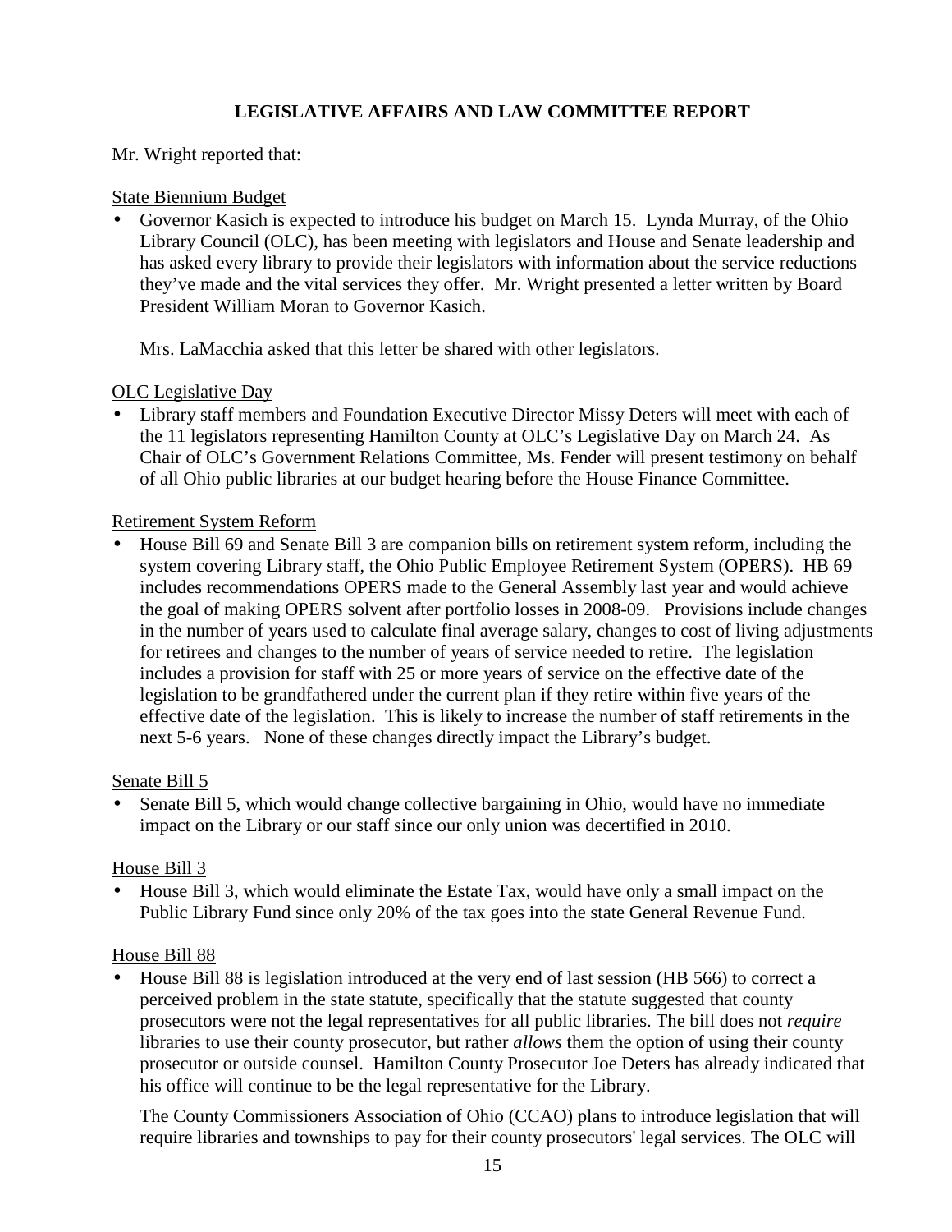## LEGISLATIVE AFFAIRS AND LAW COMMITTEE REPORT

Mr. Wright reported that:

State Biennium Budget

- Governor Kasich is expected to introduce his budget on March 15. Lynda Murray, of the Ohio Library Council (OLC), has been meeting with legislators and House and Senate leadership and has asked every library to provide their legislators with information about the service reductions they've made and the vital services they offer. Mr. Wright presented a letter written by Board President William Moran to Governor Kasich.

  Mrs. LaMacchia asked that this letter be shared with other legislators.

OLC Legislative Day

- Library staff members and Foundation Executive Director Missy Deters will meet with each of the 11 legislators representing Hamilton County at OLC's Legislative Day on March 24. As Chair of OLC's Government Relations Committee, Ms. Fender will present testimony on behalf of all Ohio public libraries at our budget hearing before the House Finance Committee.

Retirement System Reform

- House Bill 69 and Senate Bill 3 are companion bills on retirement system reform, including the system covering Library staff, the Ohio Public Employee Retirement System (OPERS). HB 69 includes recommendations OPERS made to the General Assembly last year and would achieve the goal of making OPERS solvent after portfolio losses in 2008-09. Provisions include changes in the number of years used to calculate final average salary, changes to cost of living adjustments for retirees and changes to the number of years of service needed to retire. The legislation includes a provision for staff with 25 or more years of service on the effective date of the legislation to be grandfathered under the current plan if they retire within five years of the effective date of the legislation. This is likely to increase the number of staff retirements in the next 5-6 years. None of these changes directly impact the Library's budget.

Senate Bill 5

- Senate Bill 5, which would change collective bargaining in Ohio, would have no immediate impact on the Library or our staff since our only union was decertified in 2010.

House Bill 3

- House Bill 3, which would eliminate the Estate Tax, would have only a small impact on the Public Library Fund since only 20% of the tax goes into the state General Revenue Fund.

House Bill 88

- House Bill 88 is legislation introduced at the very end of last session (HB 566) to correct a perceived problem in the state statute, specifically that the statute suggested that county prosecutors were not the legal representatives for all public libraries. The bill does not *require* libraries to use their county prosecutor, but rather *allows* them the option of using their county prosecutor or outside counsel. Hamilton County Prosecutor Joe Deters has already indicated that his office will continue to be the legal representative for the Library.

  The County Commissioners Association of Ohio (CCAO) plans to introduce legislation that will require libraries and townships to pay for their county prosecutors' legal services. The OLC will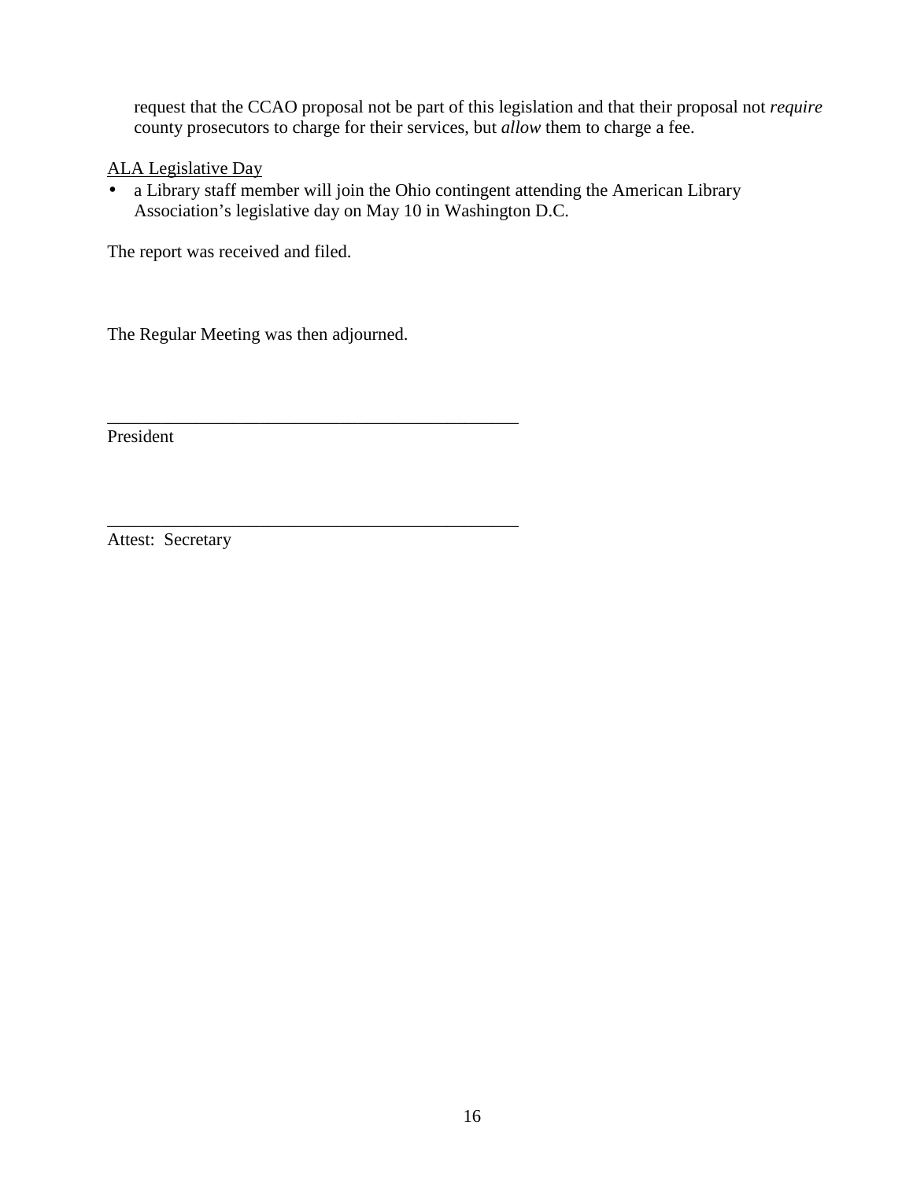request that the CCAO proposal not be part of this legislation and that their proposal not *require* county prosecutors to charge for their services, but *allow* them to charge a fee.

<u>ALA Legislative Day</u>

- a Library staff member will join the Ohio contingent attending the American Library Association's legislative day on May 10 in Washington D.C.

The report was received and filed.

The Regular Meeting was then adjourned.

_______________________________________________
President

_______________________________________________
Attest: Secretary